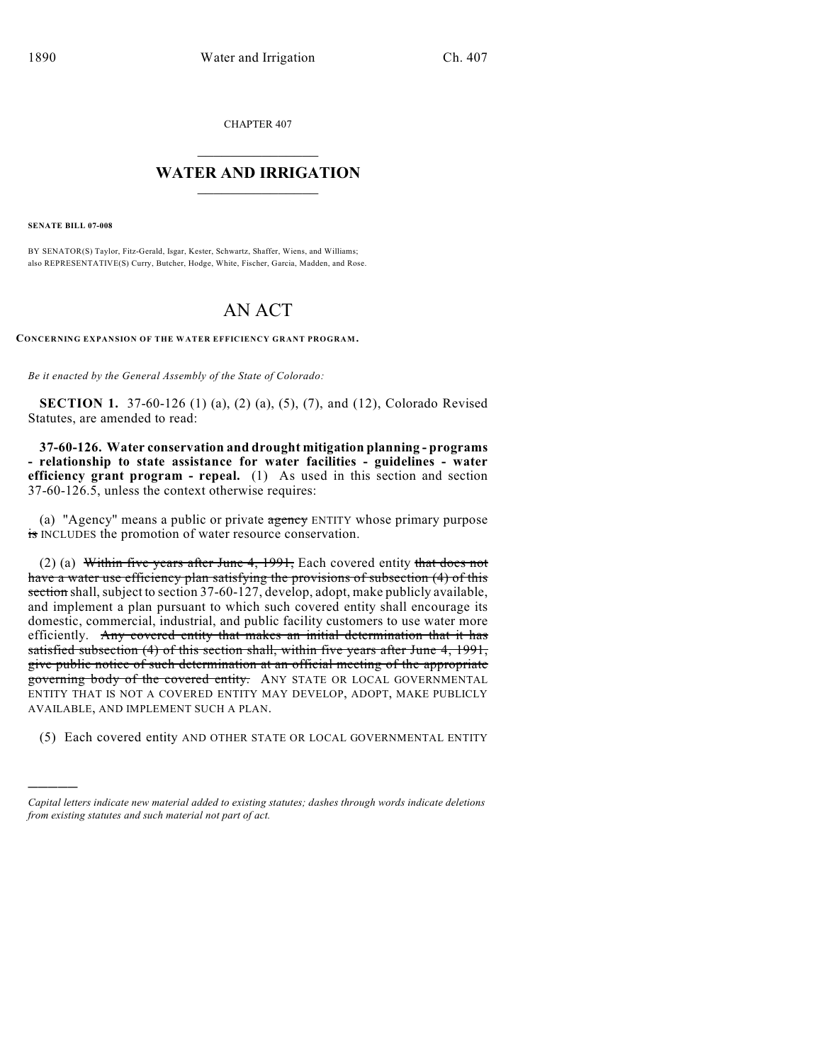CHAPTER 407

# WATER AND IRRIGATION

**SENATE BILL 07-008**

BY SENATOR(S) Taylor, Fitz-Gerald, Isgar, Kester, Schwartz, Shaffer, Wiens, and Williams;
also REPRESENTATIVE(S) Curry, Butcher, Hodge, White, Fischer, Garcia, Madden, and Rose.

# AN ACT

**CONCERNING EXPANSION OF THE WATER EFFICIENCY GRANT PROGRAM.**

*Be it enacted by the General Assembly of the State of Colorado:*

**SECTION 1.** 37-60-126 (1) (a), (2) (a), (5), (7), and (12), Colorado Revised Statutes, are amended to read:

**37-60-126. Water conservation and drought mitigation planning - programs - relationship to state assistance for water facilities - guidelines - water efficiency grant program - repeal.** (1) As used in this section and section 37-60-126.5, unless the context otherwise requires:

(a) "Agency" means a public or private ~~agency~~ ENTITY whose primary purpose ~~is~~ INCLUDES the promotion of water resource conservation.

(2) (a) ~~Within five years after June 4, 1991,~~ Each covered entity ~~that does not have a water use efficiency plan satisfying the provisions of subsection (4) of this section~~ shall, subject to section 37-60-127, develop, adopt, make publicly available, and implement a plan pursuant to which such covered entity shall encourage its domestic, commercial, industrial, and public facility customers to use water more efficiently. ~~Any covered entity that makes an initial determination that it has satisfied subsection (4) of this section shall, within five years after June 4, 1991, give public notice of such determination at an official meeting of the appropriate governing body of the covered entity.~~ ANY STATE OR LOCAL GOVERNMENTAL ENTITY THAT IS NOT A COVERED ENTITY MAY DEVELOP, ADOPT, MAKE PUBLICLY AVAILABLE, AND IMPLEMENT SUCH A PLAN.

(5) Each covered entity AND OTHER STATE OR LOCAL GOVERNMENTAL ENTITY

---

*Capital letters indicate new material added to existing statutes; dashes through words indicate deletions from existing statutes and such material not part of act.*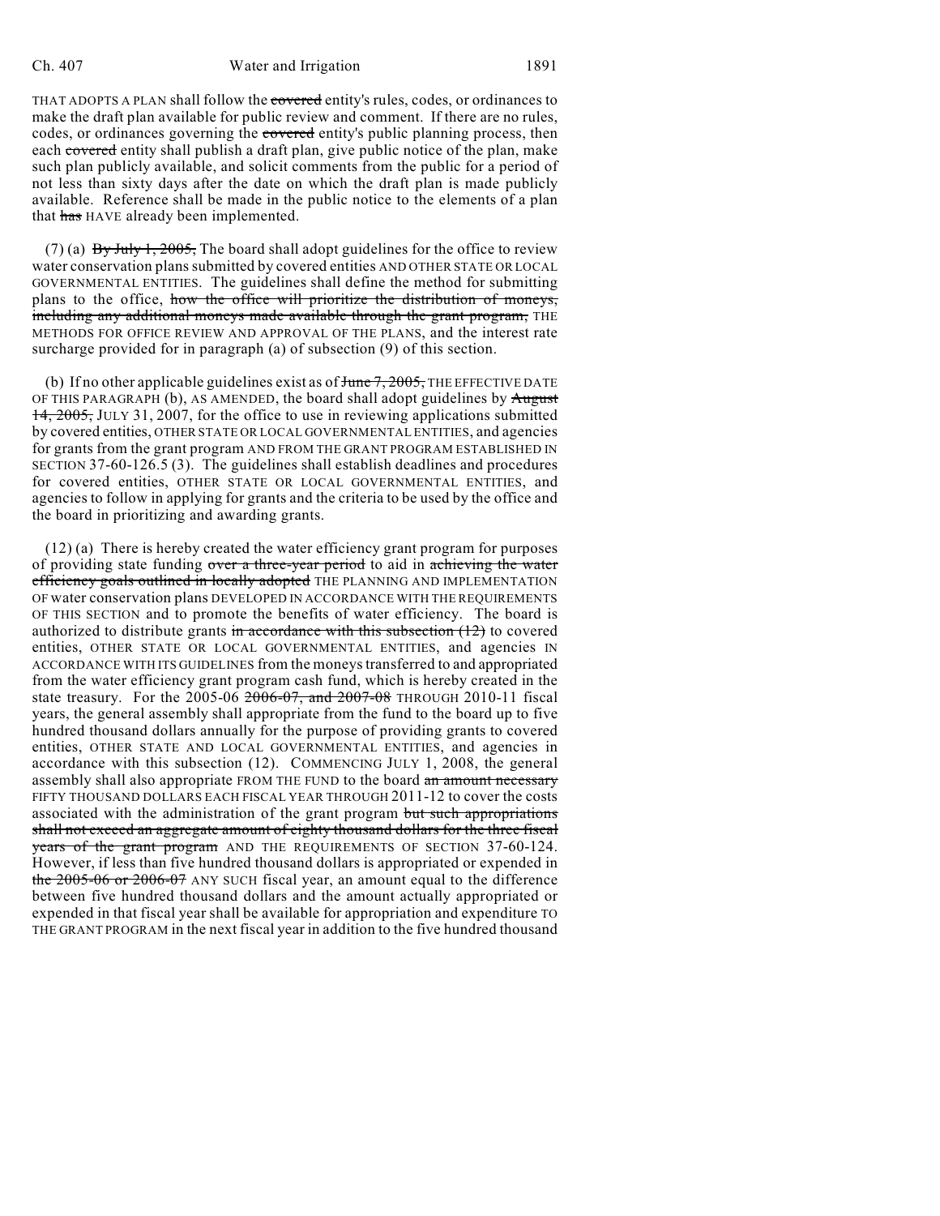THAT ADOPTS A PLAN shall follow the ~~covered~~ entity's rules, codes, or ordinances to make the draft plan available for public review and comment. If there are no rules, codes, or ordinances governing the ~~covered~~ entity's public planning process, then each ~~covered~~ entity shall publish a draft plan, give public notice of the plan, make such plan publicly available, and solicit comments from the public for a period of not less than sixty days after the date on which the draft plan is made publicly available. Reference shall be made in the public notice to the elements of a plan that ~~has~~ HAVE already been implemented.

(7) (a) ~~By July 1, 2005,~~ The board shall adopt guidelines for the office to review water conservation plans submitted by covered entities AND OTHER STATE OR LOCAL GOVERNMENTAL ENTITIES. The guidelines shall define the method for submitting plans to the office, ~~how the office will prioritize the distribution of moneys, including any additional moneys made available through the grant program,~~ THE METHODS FOR OFFICE REVIEW AND APPROVAL OF THE PLANS, and the interest rate surcharge provided for in paragraph (a) of subsection (9) of this section.

(b) If no other applicable guidelines exist as of ~~June 7, 2005,~~ THE EFFECTIVE DATE OF THIS PARAGRAPH (b), AS AMENDED, the board shall adopt guidelines by ~~August 14, 2005,~~ JULY 31, 2007, for the office to use in reviewing applications submitted by covered entities, OTHER STATE OR LOCAL GOVERNMENTAL ENTITIES, and agencies for grants from the grant program AND FROM THE GRANT PROGRAM ESTABLISHED IN SECTION 37-60-126.5 (3). The guidelines shall establish deadlines and procedures for covered entities, OTHER STATE OR LOCAL GOVERNMENTAL ENTITIES, and agencies to follow in applying for grants and the criteria to be used by the office and the board in prioritizing and awarding grants.

(12) (a) There is hereby created the water efficiency grant program for purposes of providing state funding ~~over a three-year period~~ to aid in ~~achieving the water efficiency goals outlined in locally adopted~~ THE PLANNING AND IMPLEMENTATION OF water conservation plans DEVELOPED IN ACCORDANCE WITH THE REQUIREMENTS OF THIS SECTION and to promote the benefits of water efficiency. The board is authorized to distribute grants ~~in accordance with this subsection (12)~~ to covered entities, OTHER STATE OR LOCAL GOVERNMENTAL ENTITIES, and agencies IN ACCORDANCE WITH ITS GUIDELINES from the moneys transferred to and appropriated from the water efficiency grant program cash fund, which is hereby created in the state treasury. For the 2005-06 ~~2006-07, and 2007-08~~ THROUGH 2010-11 fiscal years, the general assembly shall appropriate from the fund to the board up to five hundred thousand dollars annually for the purpose of providing grants to covered entities, OTHER STATE AND LOCAL GOVERNMENTAL ENTITIES, and agencies in accordance with this subsection (12). COMMENCING JULY 1, 2008, the general assembly shall also appropriate FROM THE FUND to the board ~~an amount necessary~~ FIFTY THOUSAND DOLLARS EACH FISCAL YEAR THROUGH 2011-12 to cover the costs associated with the administration of the grant program ~~but such appropriations shall not exceed an aggregate amount of eighty thousand dollars for the three fiscal years of the grant program~~ AND THE REQUIREMENTS OF SECTION 37-60-124. However, if less than five hundred thousand dollars is appropriated or expended in ~~the 2005-06 or 2006-07~~ ANY SUCH fiscal year, an amount equal to the difference between five hundred thousand dollars and the amount actually appropriated or expended in that fiscal year shall be available for appropriation and expenditure TO THE GRANT PROGRAM in the next fiscal year in addition to the five hundred thousand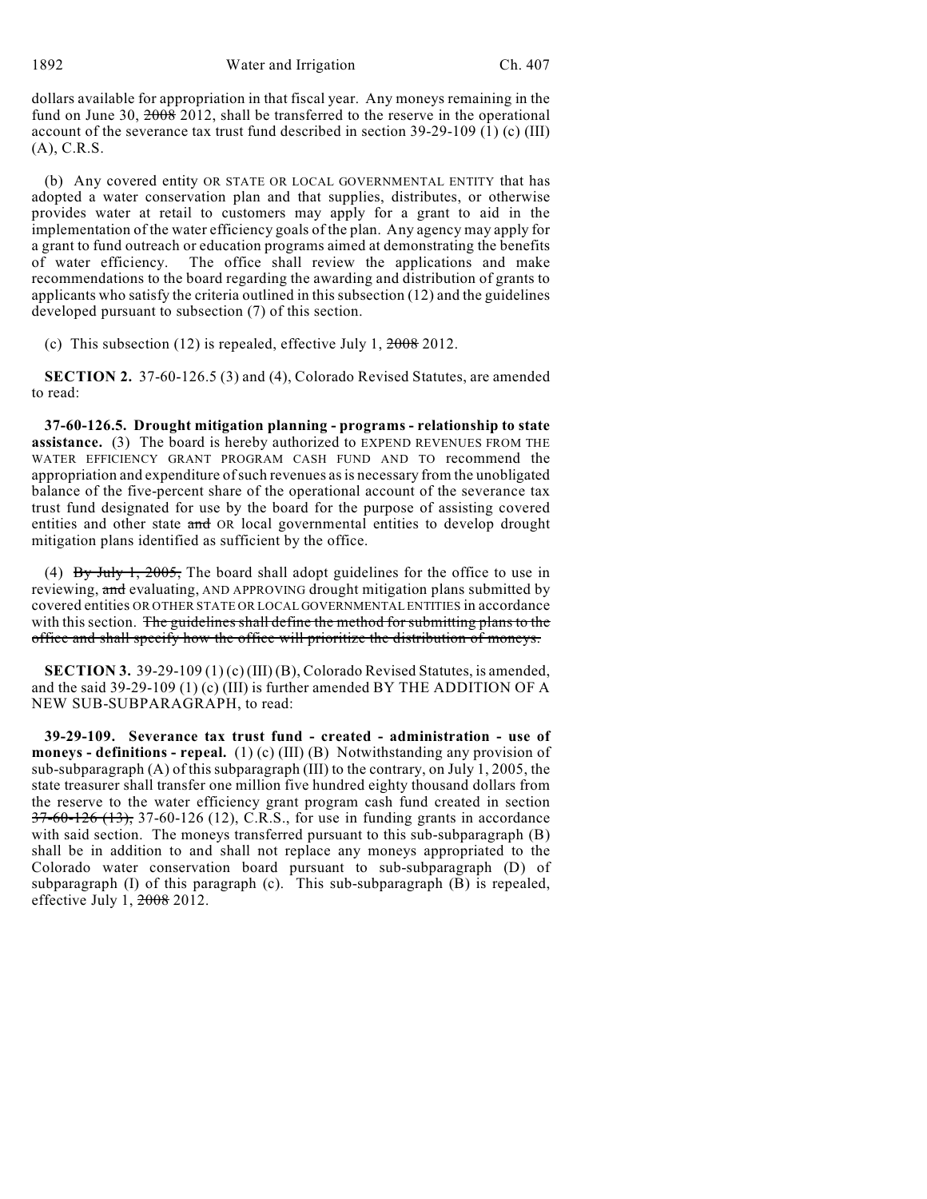dollars available for appropriation in that fiscal year. Any moneys remaining in the fund on June 30, ~~2008~~ 2012, shall be transferred to the reserve in the operational account of the severance tax trust fund described in section 39-29-109 (1) (c) (III) (A), C.R.S.

(b) Any covered entity OR STATE OR LOCAL GOVERNMENTAL ENTITY that has adopted a water conservation plan and that supplies, distributes, or otherwise provides water at retail to customers may apply for a grant to aid in the implementation of the water efficiency goals of the plan. Any agency may apply for a grant to fund outreach or education programs aimed at demonstrating the benefits of water efficiency. The office shall review the applications and make recommendations to the board regarding the awarding and distribution of grants to applicants who satisfy the criteria outlined in this subsection (12) and the guidelines developed pursuant to subsection (7) of this section.

(c) This subsection (12) is repealed, effective July 1, ~~2008~~ 2012.

**SECTION 2.** 37-60-126.5 (3) and (4), Colorado Revised Statutes, are amended to read:

**37-60-126.5. Drought mitigation planning - programs - relationship to state assistance.** (3) The board is hereby authorized to EXPEND REVENUES FROM THE WATER EFFICIENCY GRANT PROGRAM CASH FUND AND TO recommend the appropriation and expenditure of such revenues as is necessary from the unobligated balance of the five-percent share of the operational account of the severance tax trust fund designated for use by the board for the purpose of assisting covered entities and other state ~~and~~ OR local governmental entities to develop drought mitigation plans identified as sufficient by the office.

(4) ~~By July 1, 2005,~~ The board shall adopt guidelines for the office to use in reviewing, ~~and~~ evaluating, AND APPROVING drought mitigation plans submitted by covered entities OR OTHER STATE OR LOCAL GOVERNMENTAL ENTITIES in accordance with this section. ~~The guidelines shall define the method for submitting plans to the office and shall specify how the office will prioritize the distribution of moneys.~~

**SECTION 3.** 39-29-109 (1) (c) (III) (B), Colorado Revised Statutes, is amended, and the said 39-29-109 (1) (c) (III) is further amended BY THE ADDITION OF A NEW SUB-SUBPARAGRAPH, to read:

**39-29-109. Severance tax trust fund - created - administration - use of moneys - definitions - repeal.** (1) (c) (III) (B) Notwithstanding any provision of sub-subparagraph (A) of this subparagraph (III) to the contrary, on July 1, 2005, the state treasurer shall transfer one million five hundred eighty thousand dollars from the reserve to the water efficiency grant program cash fund created in section ~~37-60-126 (13),~~ 37-60-126 (12), C.R.S., for use in funding grants in accordance with said section. The moneys transferred pursuant to this sub-subparagraph (B) shall be in addition to and shall not replace any moneys appropriated to the Colorado water conservation board pursuant to sub-subparagraph (D) of subparagraph (I) of this paragraph (c). This sub-subparagraph (B) is repealed, effective July 1, ~~2008~~ 2012.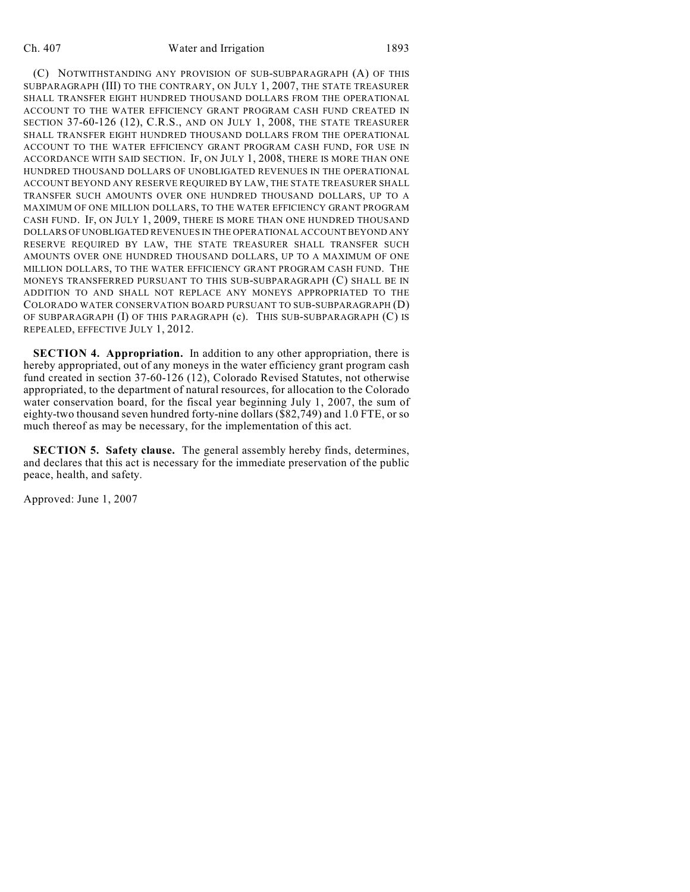(C) NOTWITHSTANDING ANY PROVISION OF SUB-SUBPARAGRAPH (A) OF THIS SUBPARAGRAPH (III) TO THE CONTRARY, ON JULY 1, 2007, THE STATE TREASURER SHALL TRANSFER EIGHT HUNDRED THOUSAND DOLLARS FROM THE OPERATIONAL ACCOUNT TO THE WATER EFFICIENCY GRANT PROGRAM CASH FUND CREATED IN SECTION 37-60-126 (12), C.R.S., AND ON JULY 1, 2008, THE STATE TREASURER SHALL TRANSFER EIGHT HUNDRED THOUSAND DOLLARS FROM THE OPERATIONAL ACCOUNT TO THE WATER EFFICIENCY GRANT PROGRAM CASH FUND, FOR USE IN ACCORDANCE WITH SAID SECTION. IF, ON JULY 1, 2008, THERE IS MORE THAN ONE HUNDRED THOUSAND DOLLARS OF UNOBLIGATED REVENUES IN THE OPERATIONAL ACCOUNT BEYOND ANY RESERVE REQUIRED BY LAW, THE STATE TREASURER SHALL TRANSFER SUCH AMOUNTS OVER ONE HUNDRED THOUSAND DOLLARS, UP TO A MAXIMUM OF ONE MILLION DOLLARS, TO THE WATER EFFICIENCY GRANT PROGRAM CASH FUND. IF, ON JULY 1, 2009, THERE IS MORE THAN ONE HUNDRED THOUSAND DOLLARS OF UNOBLIGATED REVENUES IN THE OPERATIONAL ACCOUNT BEYOND ANY RESERVE REQUIRED BY LAW, THE STATE TREASURER SHALL TRANSFER SUCH AMOUNTS OVER ONE HUNDRED THOUSAND DOLLARS, UP TO A MAXIMUM OF ONE MILLION DOLLARS, TO THE WATER EFFICIENCY GRANT PROGRAM CASH FUND. THE MONEYS TRANSFERRED PURSUANT TO THIS SUB-SUBPARAGRAPH (C) SHALL BE IN ADDITION TO AND SHALL NOT REPLACE ANY MONEYS APPROPRIATED TO THE COLORADO WATER CONSERVATION BOARD PURSUANT TO SUB-SUBPARAGRAPH (D) OF SUBPARAGRAPH (I) OF THIS PARAGRAPH (c). THIS SUB-SUBPARAGRAPH (C) IS REPEALED, EFFECTIVE JULY 1, 2012.

**SECTION 4. Appropriation.** In addition to any other appropriation, there is hereby appropriated, out of any moneys in the water efficiency grant program cash fund created in section 37-60-126 (12), Colorado Revised Statutes, not otherwise appropriated, to the department of natural resources, for allocation to the Colorado water conservation board, for the fiscal year beginning July 1, 2007, the sum of eighty-two thousand seven hundred forty-nine dollars ($82,749) and 1.0 FTE, or so much thereof as may be necessary, for the implementation of this act.

**SECTION 5. Safety clause.** The general assembly hereby finds, determines, and declares that this act is necessary for the immediate preservation of the public peace, health, and safety.

Approved: June 1, 2007